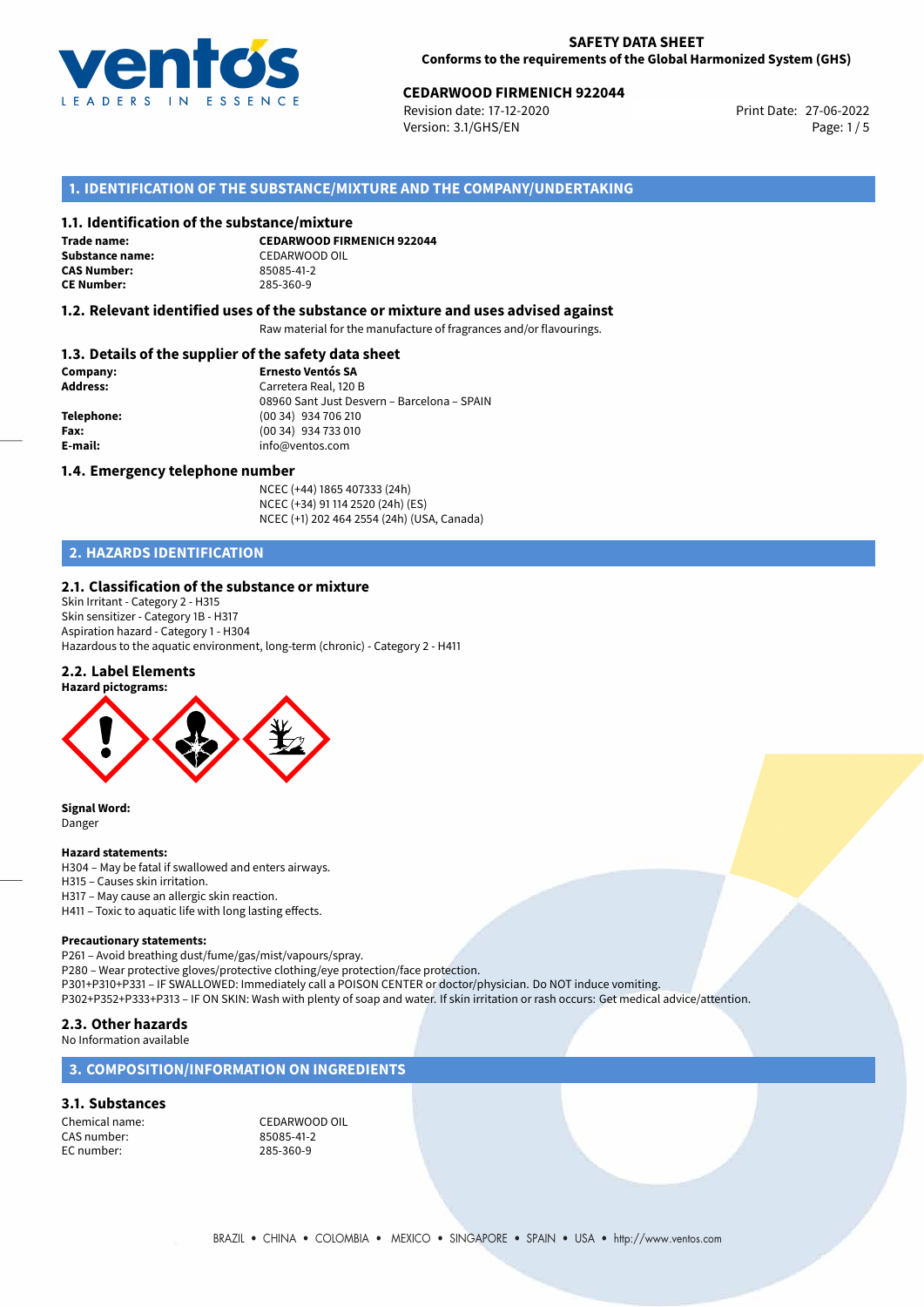**SAFETY DATA SHEET**
**Conforms to the requirements of the Global Harmonized System (GHS)**

**CEDARWOOD FIRMENICH 922044**
Revision date: 17-12-2020
Version: 3.1/GHS/EN
Print Date: 27-06-2022

## 1. IDENTIFICATION OF THE SUBSTANCE/MIXTURE AND THE COMPANY/UNDERTAKING

### 1.1. Identification of the substance/mixture

| | |
|---|---|
| **Trade name:** | **CEDARWOOD FIRMENICH 922044** |
| **Substance name:** | CEDARWOOD OIL |
| **CAS Number:** | 85085-41-2 |
| **CE Number:** | 285-360-9 |

### 1.2. Relevant identified uses of the substance or mixture and uses advised against

Raw material for the manufacture of fragrances and/or flavourings.

### 1.3. Details of the supplier of the safety data sheet

| | |
|---|---|
| **Company:** | **Ernesto Ventós SA** |
| **Address:** | Carretera Real, 120 B<br>08960 Sant Just Desvern – Barcelona – SPAIN |
| **Telephone:** | (00 34) 934 706 210 |
| **Fax:** | (00 34) 934 733 010 |
| **E-mail:** | info@ventos.com |

### 1.4. Emergency telephone number

NCEC (+44) 1865 407333 (24h)
NCEC (+34) 91 114 2520 (24h) (ES)
NCEC (+1) 202 464 2554 (24h) (USA, Canada)

## 2. HAZARDS IDENTIFICATION

### 2.1. Classification of the substance or mixture

Skin Irritant - Category 2 - H315
Skin sensitizer - Category 1B - H317
Aspiration hazard - Category 1 - H304
Hazardous to the aquatic environment, long-term (chronic) - Category 2 - H411

### 2.2. Label Elements

**Hazard pictograms:**

**Signal Word:**
Danger

**Hazard statements:**
H304 – May be fatal if swallowed and enters airways.
H315 – Causes skin irritation.
H317 – May cause an allergic skin reaction.
H411 – Toxic to aquatic life with long lasting effects.

**Precautionary statements:**
P261 – Avoid breathing dust/fume/gas/mist/vapours/spray.
P280 – Wear protective gloves/protective clothing/eye protection/face protection.
P301+P310+P331 – IF SWALLOWED: Immediately call a POISON CENTER or doctor/physician. Do NOT induce vomiting.
P302+P352+P333+P313 – IF ON SKIN: Wash with plenty of soap and water. If skin irritation or rash occurs: Get medical advice/attention.

### 2.3. Other hazards

No Information available

## 3. COMPOSITION/INFORMATION ON INGREDIENTS

### 3.1. Substances

| | |
|---|---|
| Chemical name: | CEDARWOOD OIL |
| CAS number: | 85085-41-2 |
| EC number: | 285-360-9 |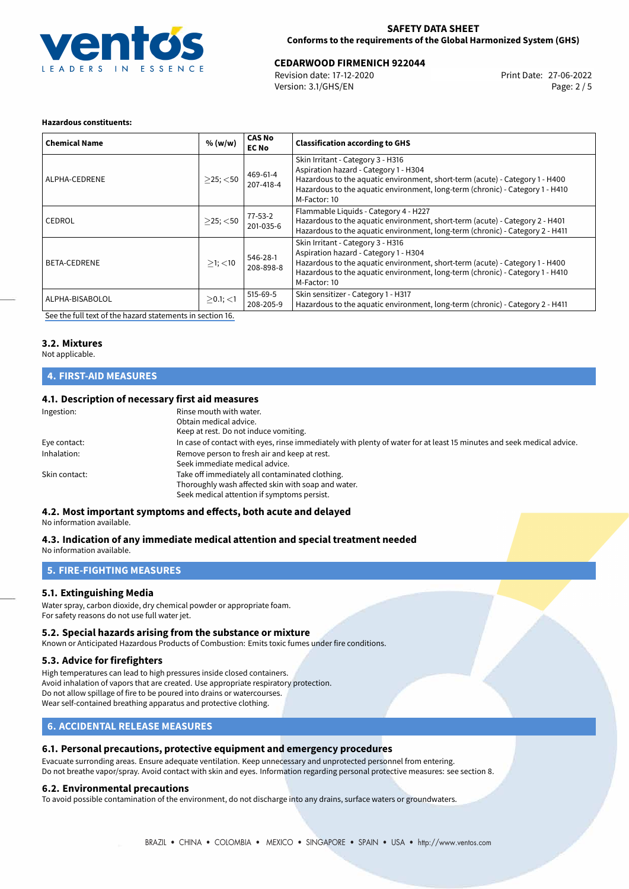**Hazardous constituents:**

| Chemical Name | % (w/w) | CAS No EC No | Classification according to GHS |
|---|---|---|---|
| ALPHA-CEDRENE | ≥25; <50 | 469-61-4 207-418-4 | Skin Irritant - Category 3 - H316<br>Aspiration hazard - Category 1 - H304<br>Hazardous to the aquatic environment, short-term (acute) - Category 1 - H400<br>Hazardous to the aquatic environment, long-term (chronic) - Category 1 - H410<br>M-Factor: 10 |
| CEDROL | ≥25; <50 | 77-53-2 201-035-6 | Flammable Liquids - Category 4 - H227<br>Hazardous to the aquatic environment, short-term (acute) - Category 2 - H401<br>Hazardous to the aquatic environment, long-term (chronic) - Category 2 - H411 |
| BETA-CEDRENE | ≥1; <10 | 546-28-1 208-898-8 | Skin Irritant - Category 3 - H316<br>Aspiration hazard - Category 1 - H304<br>Hazardous to the aquatic environment, short-term (acute) - Category 1 - H400<br>Hazardous to the aquatic environment, long-term (chronic) - Category 1 - H410<br>M-Factor: 10 |
| ALPHA-BISABOLOL | ≥0.1; <1 | 515-69-5 208-205-9 | Skin sensitizer - Category 1 - H317<br>Hazardous to the aquatic environment, long-term (chronic) - Category 2 - H411 |

See the full text of the hazard statements in section 16.

### 3.2. Mixtures

Not applicable.

## 4. FIRST-AID MEASURES

### 4.1. Description of necessary first aid measures

Ingestion: Rinse mouth with water.
Obtain medical advice.
Keep at rest. Do not induce vomiting.

Eye contact: In case of contact with eyes, rinse immediately with plenty of water for at least 15 minutes and seek medical advice.

Inhalation: Remove person to fresh air and keep at rest.
Seek immediate medical advice.

Skin contact: Take off immediately all contaminated clothing.
Thoroughly wash affected skin with soap and water.
Seek medical attention if symptoms persist.

### 4.2. Most important symptoms and effects, both acute and delayed

No information available.

### 4.3. Indication of any immediate medical attention and special treatment needed

No information available.

## 5. FIRE-FIGHTING MEASURES

### 5.1. Extinguishing Media

Water spray, carbon dioxide, dry chemical powder or appropriate foam.
For safety reasons do not use full water jet.

### 5.2. Special hazards arising from the substance or mixture

Known or Anticipated Hazardous Products of Combustion: Emits toxic fumes under fire conditions.

### 5.3. Advice for firefighters

High temperatures can lead to high pressures inside closed containers.
Avoid inhalation of vapors that are created. Use appropriate respiratory protection.
Do not allow spillage of fire to be poured into drains or watercourses.
Wear self-contained breathing apparatus and protective clothing.

## 6. ACCIDENTAL RELEASE MEASURES

### 6.1. Personal precautions, protective equipment and emergency procedures

Evacuate surronding areas. Ensure adequate ventilation. Keep unnecessary and unprotected personnel from entering.
Do not breathe vapor/spray. Avoid contact with skin and eyes. Information regarding personal protective measures: see section 8.

### 6.2. Environmental precautions

To avoid possible contamination of the environment, do not discharge into any drains, surface waters or groundwaters.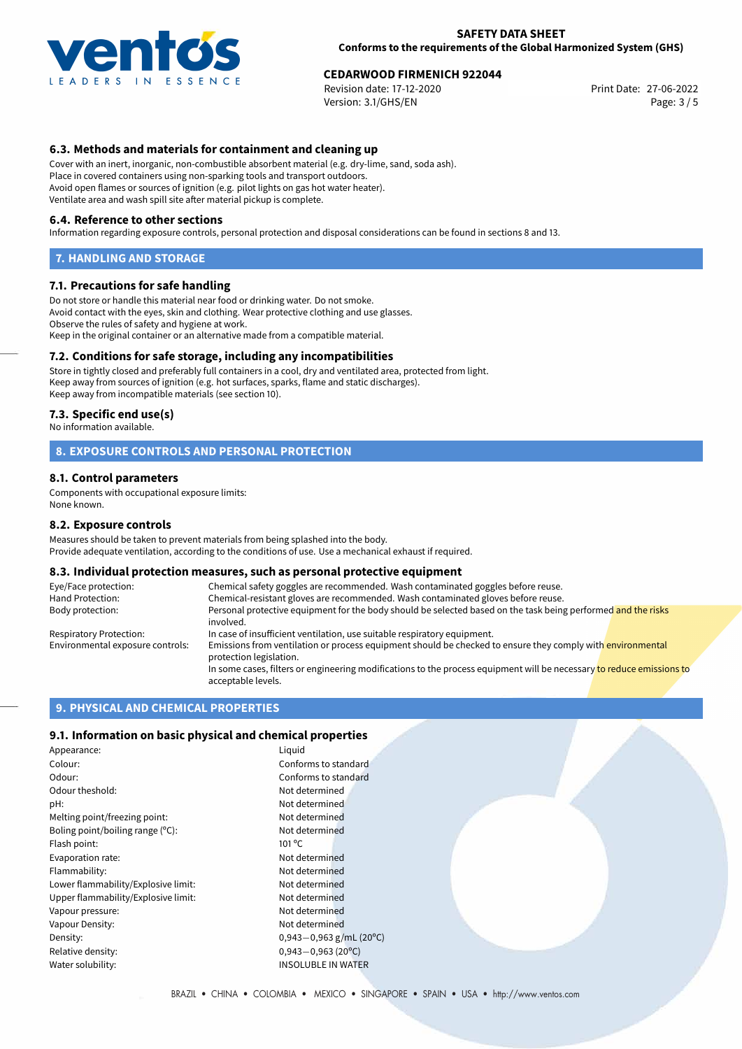### 6.3. Methods and materials for containment and cleaning up

Cover with an inert, inorganic, non-combustible absorbent material (e.g. dry-lime, sand, soda ash).
Place in covered containers using non-sparking tools and transport outdoors.
Avoid open flames or sources of ignition (e.g. pilot lights on gas hot water heater).
Ventilate area and wash spill site after material pickup is complete.

### 6.4. Reference to other sections

Information regarding exposure controls, personal protection and disposal considerations can be found in sections 8 and 13.

## 7. HANDLING AND STORAGE

### 7.1. Precautions for safe handling

Do not store or handle this material near food or drinking water. Do not smoke.
Avoid contact with the eyes, skin and clothing. Wear protective clothing and use glasses.
Observe the rules of safety and hygiene at work.
Keep in the original container or an alternative made from a compatible material.

### 7.2. Conditions for safe storage, including any incompatibilities

Store in tightly closed and preferably full containers in a cool, dry and ventilated area, protected from light.
Keep away from sources of ignition (e.g. hot surfaces, sparks, flame and static discharges).
Keep away from incompatible materials (see section 10).

### 7.3. Specific end use(s)

No information available.

## 8. EXPOSURE CONTROLS AND PERSONAL PROTECTION

### 8.1. Control parameters

Components with occupational exposure limits:
None known.

### 8.2. Exposure controls

Measures should be taken to prevent materials from being splashed into the body.
Provide adequate ventilation, according to the conditions of use. Use a mechanical exhaust if required.

### 8.3. Individual protection measures, such as personal protective equipment

| | |
|---|---|
| Eye/Face protection: | Chemical safety goggles are recommended. Wash contaminated goggles before reuse. |
| Hand Protection: | Chemical-resistant gloves are recommended. Wash contaminated gloves before reuse. |
| Body protection: | Personal protective equipment for the body should be selected based on the task being performed and the risks involved. |
| Respiratory Protection: | In case of insufficient ventilation, use suitable respiratory equipment. |
| Environmental exposure controls: | Emissions from ventilation or process equipment should be checked to ensure they comply with environmental protection legislation. In some cases, filters or engineering modifications to the process equipment will be necessary to reduce emissions to acceptable levels. |

## 9. PHYSICAL AND CHEMICAL PROPERTIES

### 9.1. Information on basic physical and chemical properties

| | |
|---|---|
| Appearance: | Liquid |
| Colour: | Conforms to standard |
| Odour: | Conforms to standard |
| Odour theshold: | Not determined |
| pH: | Not determined |
| Melting point/freezing point: | Not determined |
| Boling point/boiling range (°C): | Not determined |
| Flash point: | 101 °C |
| Evaporation rate: | Not determined |
| Flammability: | Not determined |
| Lower flammability/Explosive limit: | Not determined |
| Upper flammability/Explosive limit: | Not determined |
| Vapour pressure: | Not determined |
| Vapour Density: | Not determined |
| Density: | 0,943−0,963 g/mL (20°C) |
| Relative density: | 0,943−0,963 (20°C) |
| Water solubility: | INSOLUBLE IN WATER |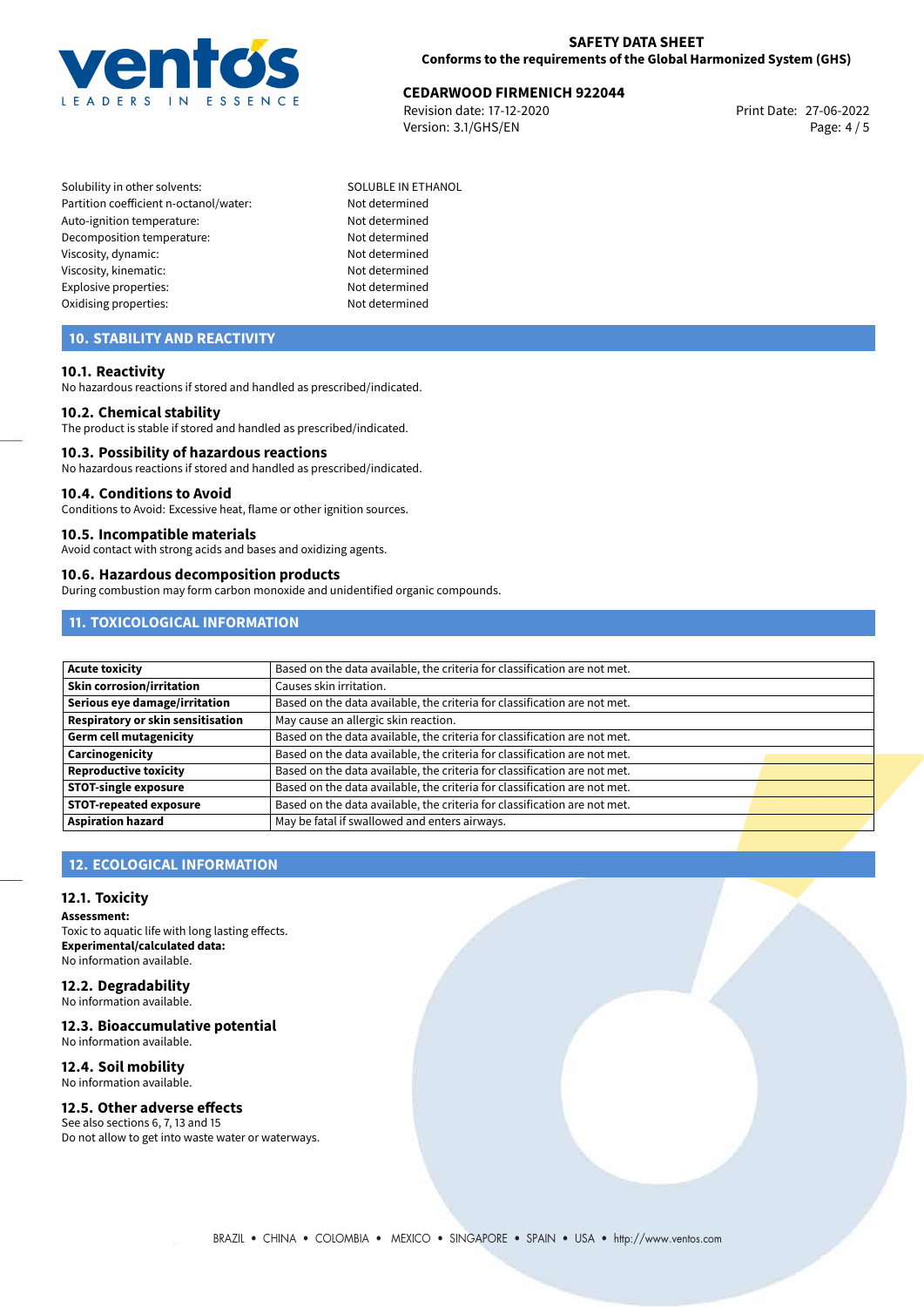| | |
|---|---|
| Solubility in other solvents: | SOLUBLE IN ETHANOL |
| Partition coefficient n-octanol/water: | Not determined |
| Auto-ignition temperature: | Not determined |
| Decomposition temperature: | Not determined |
| Viscosity, dynamic: | Not determined |
| Viscosity, kinematic: | Not determined |
| Explosive properties: | Not determined |
| Oxidising properties: | Not determined |

## 10. STABILITY AND REACTIVITY

### 10.1. Reactivity

No hazardous reactions if stored and handled as prescribed/indicated.

### 10.2. Chemical stability

The product is stable if stored and handled as prescribed/indicated.

### 10.3. Possibility of hazardous reactions

No hazardous reactions if stored and handled as prescribed/indicated.

### 10.4. Conditions to Avoid

Conditions to Avoid: Excessive heat, flame or other ignition sources.

### 10.5. Incompatible materials

Avoid contact with strong acids and bases and oxidizing agents.

### 10.6. Hazardous decomposition products

During combustion may form carbon monoxide and unidentified organic compounds.

## 11. TOXICOLOGICAL INFORMATION

| | |
|---|---|
| **Acute toxicity** | Based on the data available, the criteria for classification are not met. |
| **Skin corrosion/irritation** | Causes skin irritation. |
| **Serious eye damage/irritation** | Based on the data available, the criteria for classification are not met. |
| **Respiratory or skin sensitisation** | May cause an allergic skin reaction. |
| **Germ cell mutagenicity** | Based on the data available, the criteria for classification are not met. |
| **Carcinogenicity** | Based on the data available, the criteria for classification are not met. |
| **Reproductive toxicity** | Based on the data available, the criteria for classification are not met. |
| **STOT-single exposure** | Based on the data available, the criteria for classification are not met. |
| **STOT-repeated exposure** | Based on the data available, the criteria for classification are not met. |
| **Aspiration hazard** | May be fatal if swallowed and enters airways. |

## 12. ECOLOGICAL INFORMATION

### 12.1. Toxicity

**Assessment:**
Toxic to aquatic life with long lasting effects.
**Experimental/calculated data:**
No information available.

### 12.2. Degradability

No information available.

### 12.3. Bioaccumulative potential

No information available.

### 12.4. Soil mobility

No information available.

### 12.5. Other adverse effects

See also sections 6, 7, 13 and 15
Do not allow to get into waste water or waterways.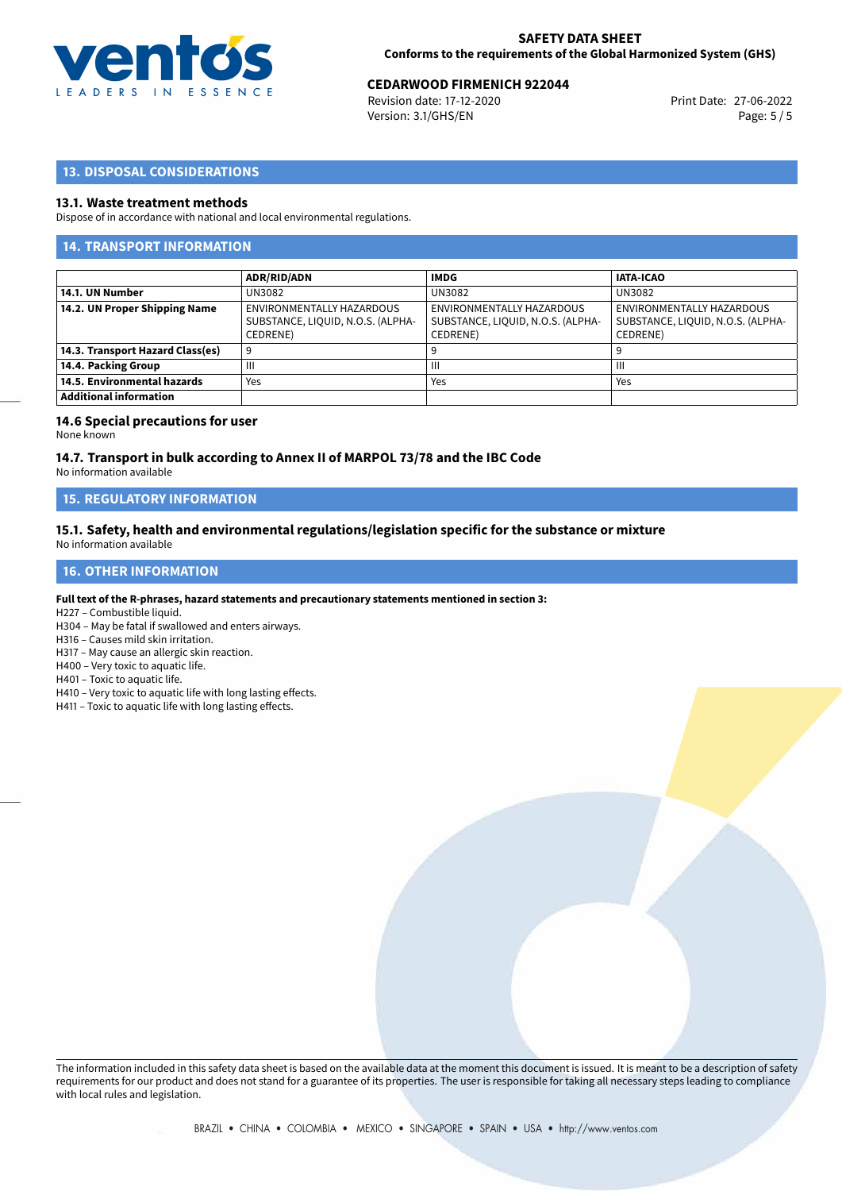## 13. DISPOSAL CONSIDERATIONS

### 13.1. Waste treatment methods

Dispose of in accordance with national and local environmental regulations.

## 14. TRANSPORT INFORMATION

| | ADR/RID/ADN | IMDG | IATA-ICAO |
|---|---|---|---|
| **14.1. UN Number** | UN3082 | UN3082 | UN3082 |
| **14.2. UN Proper Shipping Name** | ENVIRONMENTALLY HAZARDOUS SUBSTANCE, LIQUID, N.O.S. (ALPHA-CEDRENE) | ENVIRONMENTALLY HAZARDOUS SUBSTANCE, LIQUID, N.O.S. (ALPHA-CEDRENE) | ENVIRONMENTALLY HAZARDOUS SUBSTANCE, LIQUID, N.O.S. (ALPHA-CEDRENE) |
| **14.3. Transport Hazard Class(es)** | 9 | 9 | 9 |
| **14.4. Packing Group** | III | III | III |
| **14.5. Environmental hazards** | Yes | Yes | Yes |
| **Additional information** | | | |

### 14.6 Special precautions for user

None known

### 14.7. Transport in bulk according to Annex II of MARPOL 73/78 and the IBC Code

No information available

## 15. REGULATORY INFORMATION

### 15.1. Safety, health and environmental regulations/legislation specific for the substance or mixture

No information available

## 16. OTHER INFORMATION

**Full text of the R-phrases, hazard statements and precautionary statements mentioned in section 3:**

H227 – Combustible liquid.
H304 – May be fatal if swallowed and enters airways.
H316 – Causes mild skin irritation.
H317 – May cause an allergic skin reaction.
H400 – Very toxic to aquatic life.
H401 – Toxic to aquatic life.
H410 – Very toxic to aquatic life with long lasting effects.
H411 – Toxic to aquatic life with long lasting effects.

The information included in this safety data sheet is based on the available data at the moment this document is issued. It is meant to be a description of safety requirements for our product and does not stand for a guarantee of its properties. The user is responsible for taking all necessary steps leading to compliance with local rules and legislation.